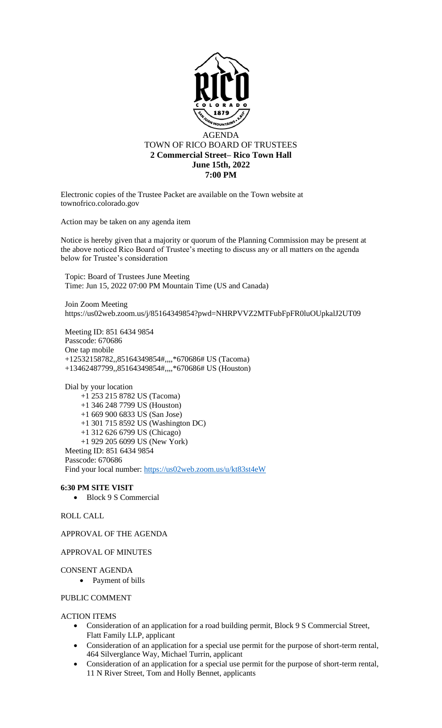# AGENDA

## TOWN OF RICO BOARD OF TRUSTEES

**2 Commercial Street– Rico Town Hall**
**June 15th, 2022**
**7:00 PM**

Electronic copies of the Trustee Packet are available on the Town website at townofrico.colorado.gov

Action may be taken on any agenda item

Notice is hereby given that a majority or quorum of the Planning Commission may be present at the above noticed Rico Board of Trustee's meeting to discuss any or all matters on the agenda below for Trustee's consideration

Topic: Board of Trustees June Meeting
Time: Jun 15, 2022 07:00 PM Mountain Time (US and Canada)

Join Zoom Meeting
https://us02web.zoom.us/j/85164349854?pwd=NHRPVVZ2MTFubFpFR0luOUpkalJ2UT09

Meeting ID: 851 6434 9854
Passcode: 670686
One tap mobile
+12532158782,,85164349854#,,,,*670686# US (Tacoma)
+13462487799,,85164349854#,,,,*670686# US (Houston)

Dial by your location
+1 253 215 8782 US (Tacoma)
+1 346 248 7799 US (Houston)
+1 669 900 6833 US (San Jose)
+1 301 715 8592 US (Washington DC)
+1 312 626 6799 US (Chicago)
+1 929 205 6099 US (New York)
Meeting ID: 851 6434 9854
Passcode: 670686
Find your local number: https://us02web.zoom.us/u/kt83st4eW

**6:30 PM SITE VISIT**

- Block 9 S Commercial

ROLL CALL

APPROVAL OF THE AGENDA

APPROVAL OF MINUTES

CONSENT AGENDA

- Payment of bills

PUBLIC COMMENT

ACTION ITEMS

- Consideration of an application for a road building permit, Block 9 S Commercial Street, Flatt Family LLP, applicant
- Consideration of an application for a special use permit for the purpose of short-term rental, 464 Silverglance Way, Michael Turrin, applicant
- Consideration of an application for a special use permit for the purpose of short-term rental, 11 N River Street, Tom and Holly Bennet, applicants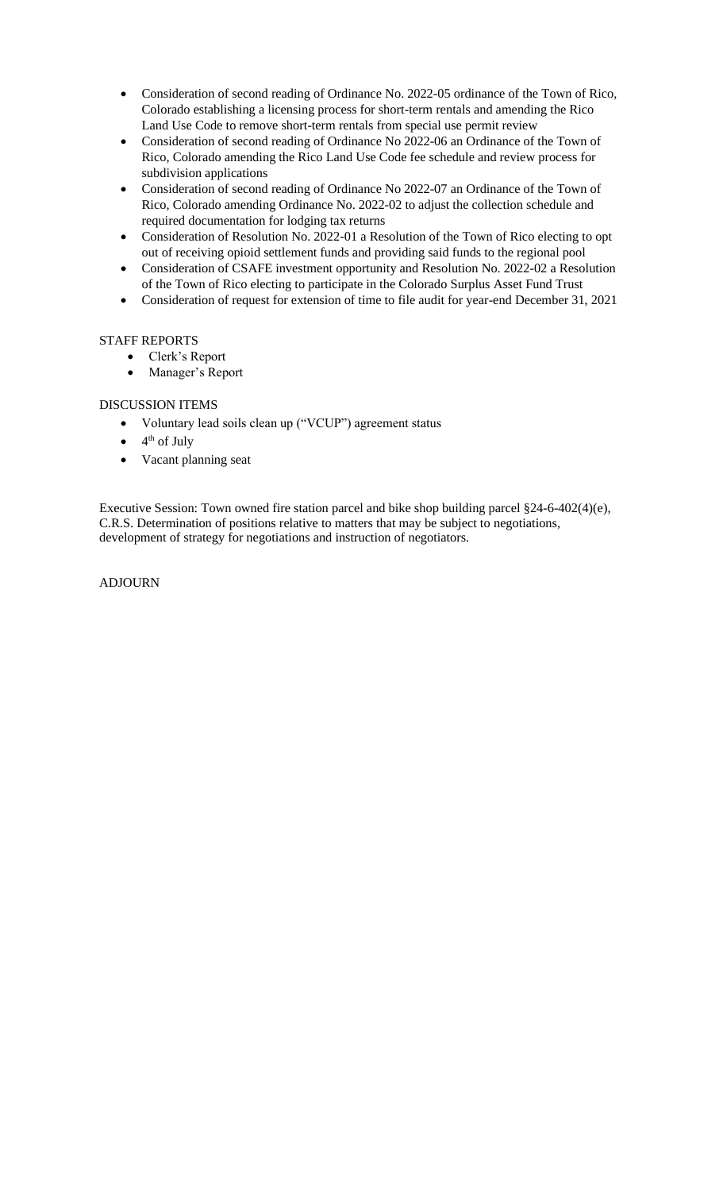- Consideration of second reading of Ordinance No. 2022-05 ordinance of the Town of Rico, Colorado establishing a licensing process for short-term rentals and amending the Rico Land Use Code to remove short-term rentals from special use permit review
- Consideration of second reading of Ordinance No 2022-06 an Ordinance of the Town of Rico, Colorado amending the Rico Land Use Code fee schedule and review process for subdivision applications
- Consideration of second reading of Ordinance No 2022-07 an Ordinance of the Town of Rico, Colorado amending Ordinance No. 2022-02 to adjust the collection schedule and required documentation for lodging tax returns
- Consideration of Resolution No. 2022-01 a Resolution of the Town of Rico electing to opt out of receiving opioid settlement funds and providing said funds to the regional pool
- Consideration of CSAFE investment opportunity and Resolution No. 2022-02 a Resolution of the Town of Rico electing to participate in the Colorado Surplus Asset Fund Trust
- Consideration of request for extension of time to file audit for year-end December 31, 2021

STAFF REPORTS

- Clerk's Report
- Manager's Report

DISCUSSION ITEMS

- Voluntary lead soils clean up ("VCUP") agreement status
- 4th of July
- Vacant planning seat

Executive Session: Town owned fire station parcel and bike shop building parcel §24-6-402(4)(e), C.R.S. Determination of positions relative to matters that may be subject to negotiations, development of strategy for negotiations and instruction of negotiators.

ADJOURN